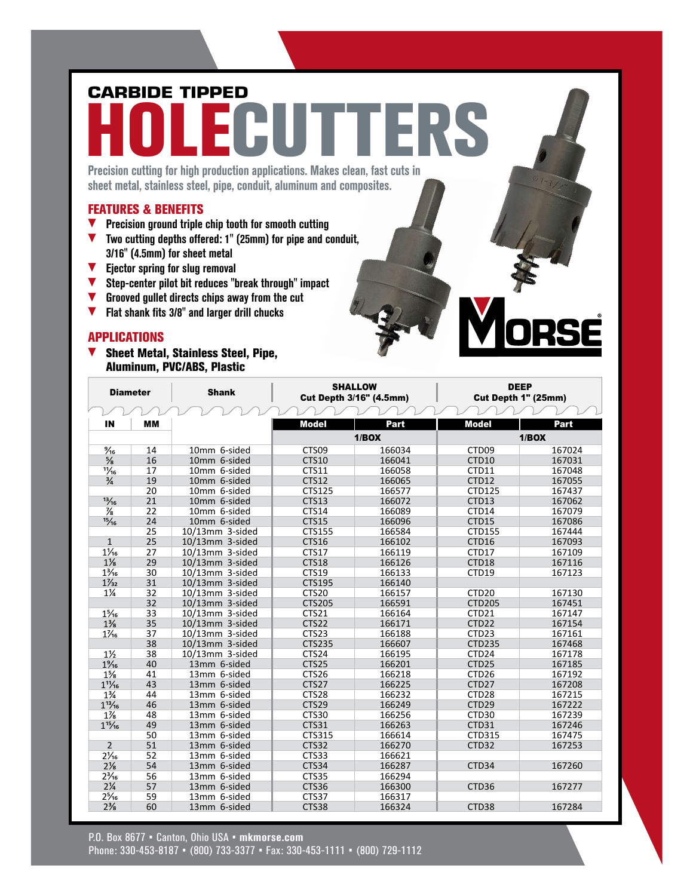## CARBIDE TIPPED

# HOLECUTTERS

Precision cutting for high production applications. Makes clean, fast cuts in sheet metal, stainless steel, pipe, conduit, aluminum and composites.

### FEATURES & BENEFITS

- Precision ground triple chip tooth for smooth cutting
- Two cutting depths offered: 1" (25mm) for pipe and conduit, 3/16" (4.5mm) for sheet metal
- Ejector spring for slug removal
- Step-center pilot bit reduces "break through" impact
- Grooved gullet directs chips away from the cut
- Flat shank fits 3/8" and larger drill chucks

### APPLICATIONS

- **Sheet Metal, Stainless Steel, Pipe, Aluminum, PVC/ABS, Plastic**

MORSE®

| Diameter | | Shank | SHALLOW Cut Depth 3/16" (4.5mm) | | DEEP Cut Depth 1" (25mm) | |
|---|---|---|---|---|---|---|
| IN | MM | | Model | Part | Model | Part |
| | | | 1/BOX | | 1/BOX | |
| 9/16 | 14 | 10mm 6-sided | CTS09 | 166034 | CTD09 | 167024 |
| 5/8 | 16 | 10mm 6-sided | CTS10 | 166041 | CTD10 | 167031 |
| 11/16 | 17 | 10mm 6-sided | CTS11 | 166058 | CTD11 | 167048 |
| 3/4 | 19 | 10mm 6-sided | CTS12 | 166065 | CTD12 | 167055 |
| | 20 | 10mm 6-sided | CTS125 | 166577 | CTD125 | 167437 |
| 13/16 | 21 | 10mm 6-sided | CTS13 | 166072 | CTD13 | 167062 |
| 7/8 | 22 | 10mm 6-sided | CTS14 | 166089 | CTD14 | 167079 |
| 15/16 | 24 | 10mm 6-sided | CTS15 | 166096 | CTD15 | 167086 |
| | 25 | 10/13mm 3-sided | CTS155 | 166584 | CTD155 | 167444 |
| 1 | 25 | 10/13mm 3-sided | CTS16 | 166102 | CTD16 | 167093 |
| 1 1/16 | 27 | 10/13mm 3-sided | CTS17 | 166119 | CTD17 | 167109 |
| 1 1/8 | 29 | 10/13mm 3-sided | CTS18 | 166126 | CTD18 | 167116 |
| 1 3/16 | 30 | 10/13mm 3-sided | CTS19 | 166133 | CTD19 | 167123 |
| 1 7/32 | 31 | 10/13mm 3-sided | CTS195 | 166140 | | |
| 1 1/4 | 32 | 10/13mm 3-sided | CTS20 | 166157 | CTD20 | 167130 |
| | 32 | 10/13mm 3-sided | CTS205 | 166591 | CTD205 | 167451 |
| 1 5/16 | 33 | 10/13mm 3-sided | CTS21 | 166164 | CTD21 | 167147 |
| 1 3/8 | 35 | 10/13mm 3-sided | CTS22 | 166171 | CTD22 | 167154 |
| 1 7/16 | 37 | 10/13mm 3-sided | CTS23 | 166188 | CTD23 | 167161 |
| | 38 | 10/13mm 3-sided | CTS235 | 166607 | CTD235 | 167468 |
| 1 1/2 | 38 | 10/13mm 3-sided | CTS24 | 166195 | CTD24 | 167178 |
| 1 9/16 | 40 | 13mm 6-sided | CTS25 | 166201 | CTD25 | 167185 |
| 1 5/8 | 41 | 13mm 6-sided | CTS26 | 166218 | CTD26 | 167192 |
| 1 11/16 | 43 | 13mm 6-sided | CTS27 | 166225 | CTD27 | 167208 |
| 1 3/4 | 44 | 13mm 6-sided | CTS28 | 166232 | CTD28 | 167215 |
| 1 13/16 | 46 | 13mm 6-sided | CTS29 | 166249 | CTD29 | 167222 |
| 1 7/8 | 48 | 13mm 6-sided | CTS30 | 166256 | CTD30 | 167239 |
| 1 15/16 | 49 | 13mm 6-sided | CTS31 | 166263 | CTD31 | 167246 |
| | 50 | 13mm 6-sided | CTS315 | 166614 | CTD315 | 167475 |
| 2 | 51 | 13mm 6-sided | CTS32 | 166270 | CTD32 | 167253 |
| 2 1/16 | 52 | 13mm 6-sided | CTS33 | 166621 | | |
| 2 1/8 | 54 | 13mm 6-sided | CTS34 | 166287 | CTD34 | 167260 |
| 2 3/16 | 56 | 13mm 6-sided | CTS35 | 166294 | | |
| 2 1/4 | 57 | 13mm 6-sided | CTS36 | 166300 | CTD36 | 167277 |
| 2 5/16 | 59 | 13mm 6-sided | CTS37 | 166317 | | |
| 2 3/8 | 60 | 13mm 6-sided | CTS38 | 166324 | CTD38 | 167284 |

P.O. Box 8677 • Canton, Ohio USA • **mkmorse.com**
Phone: 330-453-8187 • (800) 733-3377 • Fax: 330-453-1111 • (800) 729-1112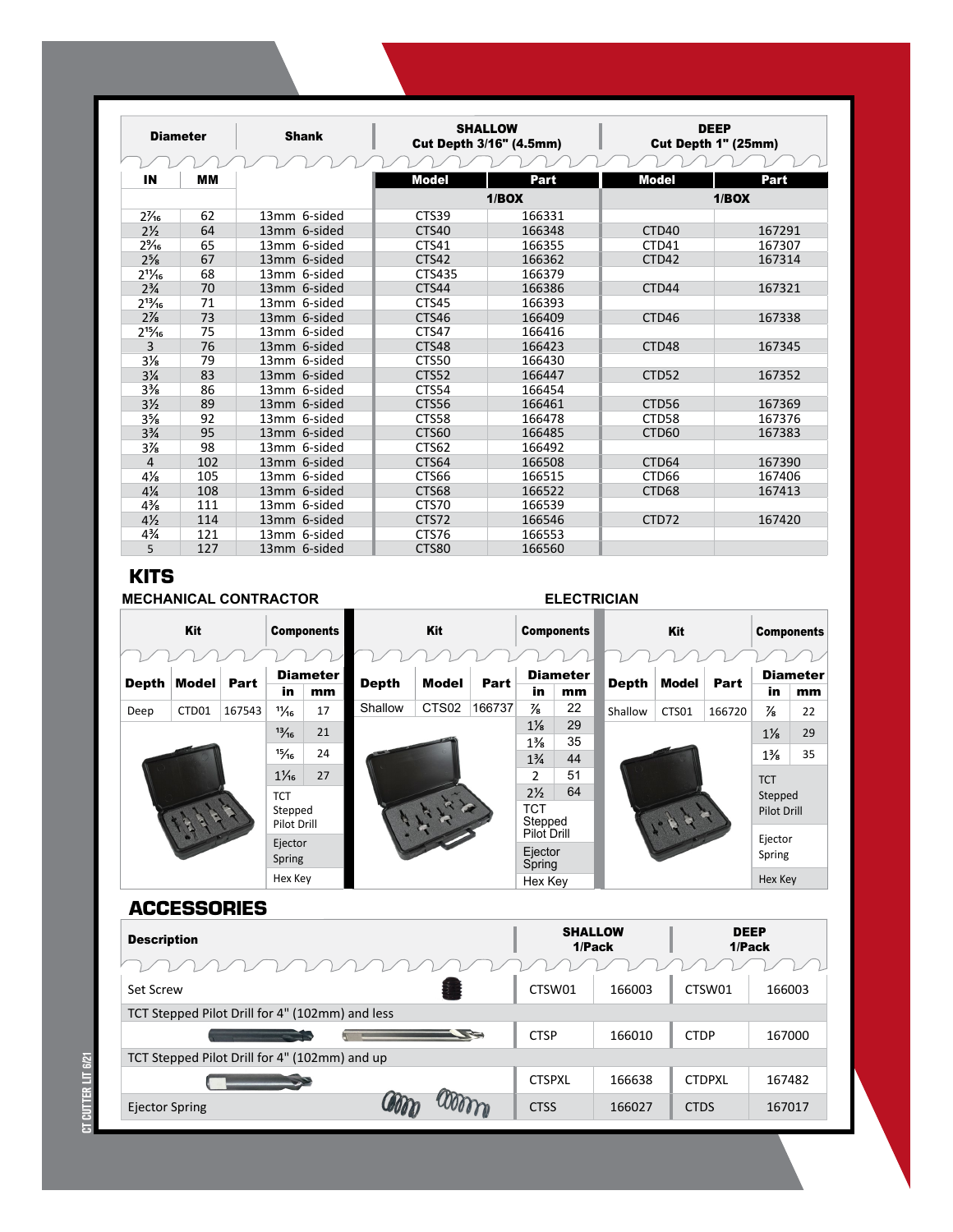| Diameter | | Shank | SHALLOW Cut Depth 3/16" (4.5mm) | | DEEP Cut Depth 1" (25mm) | |
|---|---|---|---|---|---|---|
| IN | MM | | Model | Part | Model | Part |
| | | | 1/BOX | | 1/BOX | |
| 2⁷⁄₁₆ | 62 | 13mm 6-sided | CTS39 | 166331 | | |
| 2½ | 64 | 13mm 6-sided | CTS40 | 166348 | CTD40 | 167291 |
| 2⁹⁄₁₆ | 65 | 13mm 6-sided | CTS41 | 166355 | CTD41 | 167307 |
| 2⅝ | 67 | 13mm 6-sided | CTS42 | 166362 | CTD42 | 167314 |
| 2¹¹⁄₁₆ | 68 | 13mm 6-sided | CTS435 | 166379 | | |
| 2¾ | 70 | 13mm 6-sided | CTS44 | 166386 | CTD44 | 167321 |
| 2¹³⁄₁₆ | 71 | 13mm 6-sided | CTS45 | 166393 | | |
| 2⅞ | 73 | 13mm 6-sided | CTS46 | 166409 | CTD46 | 167338 |
| 2¹⁵⁄₁₆ | 75 | 13mm 6-sided | CTS47 | 166416 | | |
| 3 | 76 | 13mm 6-sided | CTS48 | 166423 | CTD48 | 167345 |
| 3⅛ | 79 | 13mm 6-sided | CTS50 | 166430 | | |
| 3¼ | 83 | 13mm 6-sided | CTS52 | 166447 | CTD52 | 167352 |
| 3⅜ | 86 | 13mm 6-sided | CTS54 | 166454 | | |
| 3½ | 89 | 13mm 6-sided | CTS56 | 166461 | CTD56 | 167369 |
| 3⅝ | 92 | 13mm 6-sided | CTS58 | 166478 | CTD58 | 167376 |
| 3¾ | 95 | 13mm 6-sided | CTS60 | 166485 | CTD60 | 167383 |
| 3⅞ | 98 | 13mm 6-sided | CTS62 | 166492 | | |
| 4 | 102 | 13mm 6-sided | CTS64 | 166508 | CTD64 | 167390 |
| 4⅛ | 105 | 13mm 6-sided | CTS66 | 166515 | CTD66 | 167406 |
| 4¼ | 108 | 13mm 6-sided | CTS68 | 166522 | CTD68 | 167413 |
| 4⅜ | 111 | 13mm 6-sided | CTS70 | 166539 | | |
| 4½ | 114 | 13mm 6-sided | CTS72 | 166546 | CTD72 | 167420 |
| 4¾ | 121 | 13mm 6-sided | CTS76 | 166553 | | |
| 5 | 127 | 13mm 6-sided | CTS80 | 166560 | | |

## KITS

### MECHANICAL CONTRACTOR

| Kit | | | Components | |
|---|---|---|---|---|
| Depth | Model | Part | Diameter in | Diameter mm |
| Deep | CTD01 | 167543 | ¹¹⁄₁₆ | 17 |
| | | | ¹³⁄₁₆ | 21 |
| | | | ¹⁵⁄₁₆ | 24 |
| | | | 1¹⁄₁₆ | 27 |
| | | | TCT Stepped Pilot Drill | |
| | | | Ejector Spring | |
| | | | Hex Key | |

### ELECTRICIAN

| Kit | | | Components | |
|---|---|---|---|---|
| Depth | Model | Part | Diameter in | Diameter mm |
| Shallow | CTS02 | 166737 | ⅞ | 22 |
| | | | 1⅛ | 29 |
| | | | 1⅜ | 35 |
| | | | 1¾ | 44 |
| | | | 2 | 51 |
| | | | 2½ | 64 |
| | | | TCT Stepped Pilot Drill | |
| | | | Ejector Spring | |
| | | | Hex Key | |

| Kit | | | Components | |
|---|---|---|---|---|
| Depth | Model | Part | Diameter in | Diameter mm |
| Shallow | CTS01 | 166720 | ⅞ | 22 |
| | | | 1⅛ | 29 |
| | | | 1⅜ | 35 |
| | | | TCT Stepped Pilot Drill | |
| | | | Ejector Spring | |
| | | | Hex Key | |

## ACCESSORIES

| Description | SHALLOW 1/Pack | | DEEP 1/Pack | |
|---|---|---|---|---|
| Set Screw | CTSW01 | 166003 | CTSW01 | 166003 |
| TCT Stepped Pilot Drill for 4" (102mm) and less | CTSP | 166010 | CTDP | 167000 |
| TCT Stepped Pilot Drill for 4" (102mm) and up | CTSPXL | 166638 | CTDPXL | 167482 |
| Ejector Spring | CTSS | 166027 | CTDS | 167017 |

CT CUTTER LIT 6/21